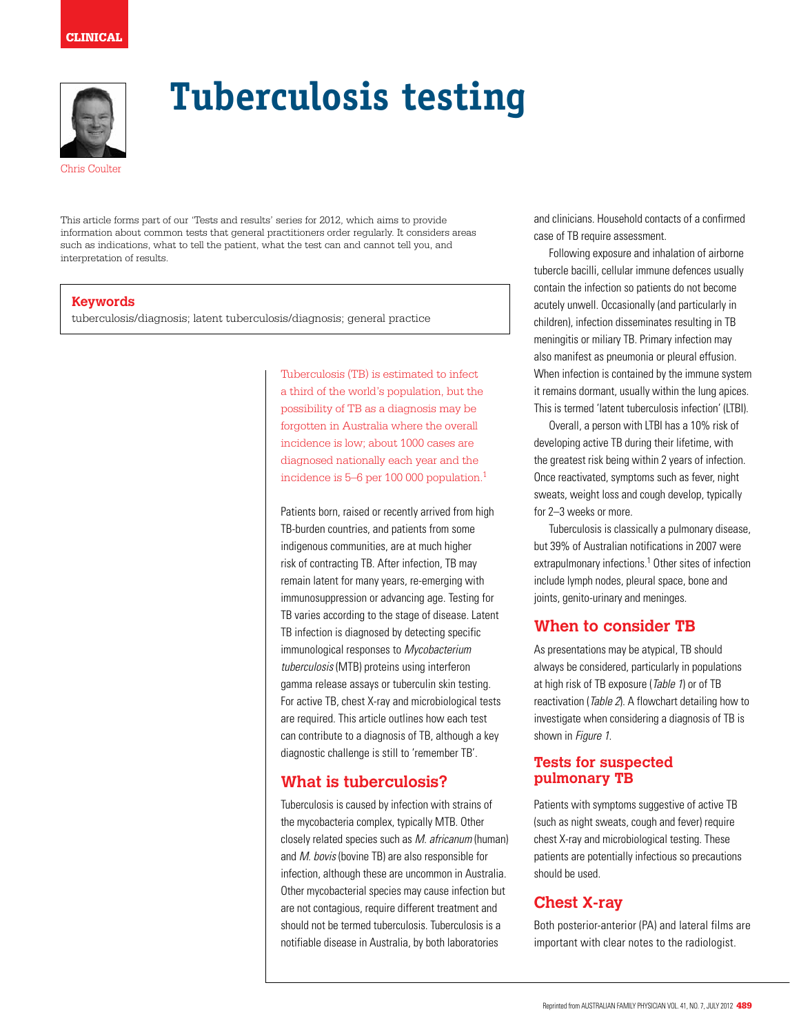CLINICAL

# Tuberculosis testing

Chris Coulter

This article forms part of our 'Tests and results' series for 2012, which aims to provide information about common tests that general practitioners order regularly. It considers areas such as indications, what to tell the patient, what the test can and cannot tell you, and interpretation of results.

**Keywords**

tuberculosis/diagnosis; latent tuberculosis/diagnosis; general practice

Tuberculosis (TB) is estimated to infect a third of the world's population, but the possibility of TB as a diagnosis may be forgotten in Australia where the overall incidence is low; about 1000 cases are diagnosed nationally each year and the incidence is 5–6 per 100 000 population.[1]

Patients born, raised or recently arrived from high TB-burden countries, and patients from some indigenous communities, are at much higher risk of contracting TB. After infection, TB may remain latent for many years, re-emerging with immunosuppression or advancing age. Testing for TB varies according to the stage of disease. Latent TB infection is diagnosed by detecting specific immunological responses to *Mycobacterium tuberculosis* (MTB) proteins using interferon gamma release assays or tuberculin skin testing. For active TB, chest X-ray and microbiological tests are required. This article outlines how each test can contribute to a diagnosis of TB, although a key diagnostic challenge is still to 'remember TB'.

## What is tuberculosis?

Tuberculosis is caused by infection with strains of the mycobacteria complex, typically MTB. Other closely related species such as *M. africanum* (human) and *M. bovis* (bovine TB) are also responsible for infection, although these are uncommon in Australia. Other mycobacterial species may cause infection but are not contagious, require different treatment and should not be termed tuberculosis. Tuberculosis is a notifiable disease in Australia, by both laboratories and clinicians. Household contacts of a confirmed case of TB require assessment.

Following exposure and inhalation of airborne tubercle bacilli, cellular immune defences usually contain the infection so patients do not become acutely unwell. Occasionally (and particularly in children), infection disseminates resulting in TB meningitis or miliary TB. Primary infection may also manifest as pneumonia or pleural effusion. When infection is contained by the immune system it remains dormant, usually within the lung apices. This is termed 'latent tuberculosis infection' (LTBI).

Overall, a person with LTBI has a 10% risk of developing active TB during their lifetime, with the greatest risk being within 2 years of infection. Once reactivated, symptoms such as fever, night sweats, weight loss and cough develop, typically for 2–3 weeks or more.

Tuberculosis is classically a pulmonary disease, but 39% of Australian notifications in 2007 were extrapulmonary infections.[1] Other sites of infection include lymph nodes, pleural space, bone and joints, genito-urinary and meninges.

## When to consider TB

As presentations may be atypical, TB should always be considered, particularly in populations at high risk of TB exposure (*Table 1*) or of TB reactivation (*Table 2*). A flowchart detailing how to investigate when considering a diagnosis of TB is shown in *Figure 1*.

## Tests for suspected pulmonary TB

Patients with symptoms suggestive of active TB (such as night sweats, cough and fever) require chest X-ray and microbiological testing. These patients are potentially infectious so precautions should be used.

## Chest X-ray

Both posterior-anterior (PA) and lateral films are important with clear notes to the radiologist.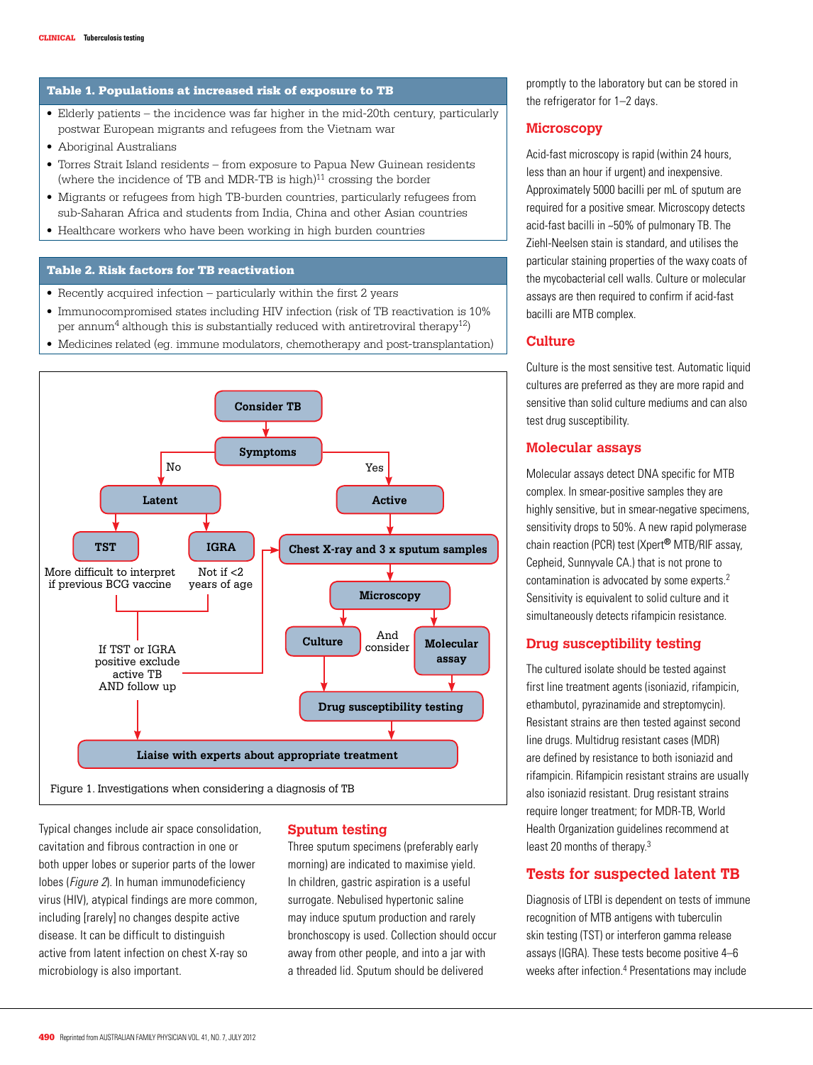**Table 1. Populations at increased risk of exposure to TB**

- Elderly patients – the incidence was far higher in the mid-20th century, particularly postwar European migrants and refugees from the Vietnam war
- Aboriginal Australians
- Torres Strait Island residents – from exposure to Papua New Guinean residents (where the incidence of TB and MDR-TB is high)[11] crossing the border
- Migrants or refugees from high TB-burden countries, particularly refugees from sub-Saharan Africa and students from India, China and other Asian countries
- Healthcare workers who have been working in high burden countries

**Table 2. Risk factors for TB reactivation**

- Recently acquired infection – particularly within the first 2 years
- Immunocompromised states including HIV infection (risk of TB reactivation is 10% per annum[4] although this is substantially reduced with antiretroviral therapy[12])
- Medicines related (eg. immune modulators, chemotherapy and post-transplantation)

Consider TB → Symptoms

- No → Latent
  - TST: More difficult to interpret if previous BCG vaccine
  - IGRA: Not if <2 years of age
  - If TST or IGRA positive exclude active TB AND follow up → Chest X-ray and 3 x sputum samples; → Liaise with experts about appropriate treatment
- Yes → Active
  - Chest X-ray and 3 x sputum samples → Microscopy
    - Culture And consider Molecular assay → Drug susceptibility testing → Liaise with experts about appropriate treatment

Figure 1. Investigations when considering a diagnosis of TB

Typical changes include air space consolidation, cavitation and fibrous contraction in one or both upper lobes or superior parts of the lower lobes (*Figure 2*). In human immunodeficiency virus (HIV), atypical findings are more common, including [rarely] no changes despite active disease. It can be difficult to distinguish active from latent infection on chest X-ray so microbiology is also important.

## Sputum testing

Three sputum specimens (preferably early morning) are indicated to maximise yield. In children, gastric aspiration is a useful surrogate. Nebulised hypertonic saline may induce sputum production and rarely bronchoscopy is used. Collection should occur away from other people, and into a jar with a threaded lid. Sputum should be delivered promptly to the laboratory but can be stored in the refrigerator for 1–2 days.

## Microscopy

Acid-fast microscopy is rapid (within 24 hours, less than an hour if urgent) and inexpensive. Approximately 5000 bacilli per mL of sputum are required for a positive smear. Microscopy detects acid-fast bacilli in ~50% of pulmonary TB. The Ziehl-Neelsen stain is standard, and utilises the particular staining properties of the waxy coats of the mycobacterial cell walls. Culture or molecular assays are then required to confirm if acid-fast bacilli are MTB complex.

## Culture

Culture is the most sensitive test. Automatic liquid cultures are preferred as they are more rapid and sensitive than solid culture mediums and can also test drug susceptibility.

## Molecular assays

Molecular assays detect DNA specific for MTB complex. In smear-positive samples they are highly sensitive, but in smear-negative specimens, sensitivity drops to 50%. A new rapid polymerase chain reaction (PCR) test (Xpert® MTB/RIF assay, Cepheid, Sunnyvale CA.) that is not prone to contamination is advocated by some experts.[2] Sensitivity is equivalent to solid culture and it simultaneously detects rifampicin resistance.

## Drug susceptibility testing

The cultured isolate should be tested against first line treatment agents (isoniazid, rifampicin, ethambutol, pyrazinamide and streptomycin). Resistant strains are then tested against second line drugs. Multidrug resistant cases (MDR) are defined by resistance to both isoniazid and rifampicin. Rifampicin resistant strains are usually also isoniazid resistant. Drug resistant strains require longer treatment; for MDR-TB, World Health Organization guidelines recommend at least 20 months of therapy.[3]

## Tests for suspected latent TB

Diagnosis of LTBI is dependent on tests of immune recognition of MTB antigens with tuberculin skin testing (TST) or interferon gamma release assays (IGRA). These tests become positive 4–6 weeks after infection.[4] Presentations may include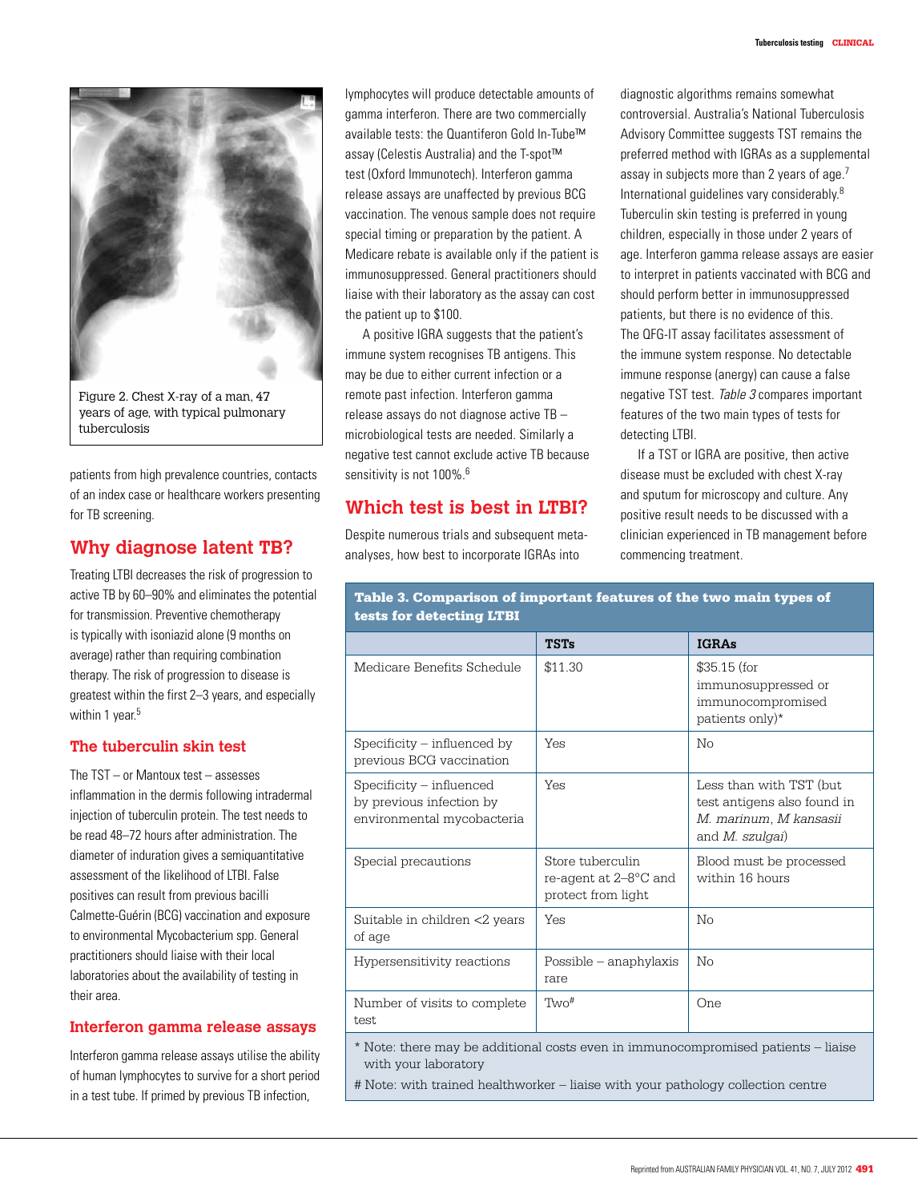Figure 2. Chest X-ray of a man, 47 years of age, with typical pulmonary tuberculosis

patients from high prevalence countries, contacts of an index case or healthcare workers presenting for TB screening.

## Why diagnose latent TB?

Treating LTBI decreases the risk of progression to active TB by 60–90% and eliminates the potential for transmission. Preventive chemotherapy is typically with isoniazid alone (9 months on average) rather than requiring combination therapy. The risk of progression to disease is greatest within the first 2–3 years, and especially within 1 year.[5]

### The tuberculin skin test

The TST – or Mantoux test – assesses inflammation in the dermis following intradermal injection of tuberculin protein. The test needs to be read 48–72 hours after administration. The diameter of induration gives a semiquantitative assessment of the likelihood of LTBI. False positives can result from previous bacilli Calmette-Guérin (BCG) vaccination and exposure to environmental Mycobacterium spp. General practitioners should liaise with their local laboratories about the availability of testing in their area.

### Interferon gamma release assays

Interferon gamma release assays utilise the ability of human lymphocytes to survive for a short period in a test tube. If primed by previous TB infection, lymphocytes will produce detectable amounts of gamma interferon. There are two commercially available tests: the Quantiferon Gold In-Tube™ assay (Celestis Australia) and the T-spot™ test (Oxford Immunotech). Interferon gamma release assays are unaffected by previous BCG vaccination. The venous sample does not require special timing or preparation by the patient. A Medicare rebate is available only if the patient is immunosuppressed. General practitioners should liaise with their laboratory as the assay can cost the patient up to $100.

A positive IGRA suggests that the patient's immune system recognises TB antigens. This may be due to either current infection or a remote past infection. Interferon gamma release assays do not diagnose active TB – microbiological tests are needed. Similarly a negative test cannot exclude active TB because sensitivity is not 100%.[6]

## Which test is best in LTBI?

Despite numerous trials and subsequent meta-analyses, how best to incorporate IGRAs into diagnostic algorithms remains somewhat controversial. Australia's National Tuberculosis Advisory Committee suggests TST remains the preferred method with IGRAs as a supplemental assay in subjects more than 2 years of age.[7] International guidelines vary considerably.[8] Tuberculin skin testing is preferred in young children, especially in those under 2 years of age. Interferon gamma release assays are easier to interpret in patients vaccinated with BCG and should perform better in immunosuppressed patients, but there is no evidence of this. The QFG-IT assay facilitates assessment of the immune system response. No detectable immune response (anergy) can cause a false negative TST test. *Table 3* compares important features of the two main types of tests for detecting LTBI.

If a TST or IGRA are positive, then active disease must be excluded with chest X-ray and sputum for microscopy and culture. Any positive result needs to be discussed with a clinician experienced in TB management before commencing treatment.

**Table 3. Comparison of important features of the two main types of tests for detecting LTBI**

| | TSTs | IGRAs |
|---|---|---|
| Medicare Benefits Schedule | $11.30 | $35.15 (for immunosuppressed or immunocompromised patients only)* |
| Specificity – influenced by previous BCG vaccination | Yes | No |
| Specificity – influenced by previous infection by environmental mycobacteria | Yes | Less than with TST (but test antigens also found in *M. marinum*, *M kansasii* and *M. szulgai*) |
| Special precautions | Store tuberculin re-agent at 2–8°C and protect from light | Blood must be processed within 16 hours |
| Suitable in children <2 years of age | Yes | No |
| Hypersensitivity reactions | Possible – anaphylaxis rare | No |
| Number of visits to complete test | Two# | One |

\* Note: there may be additional costs even in immunocompromised patients – liaise with your laboratory

\# Note: with trained healthworker – liaise with your pathology collection centre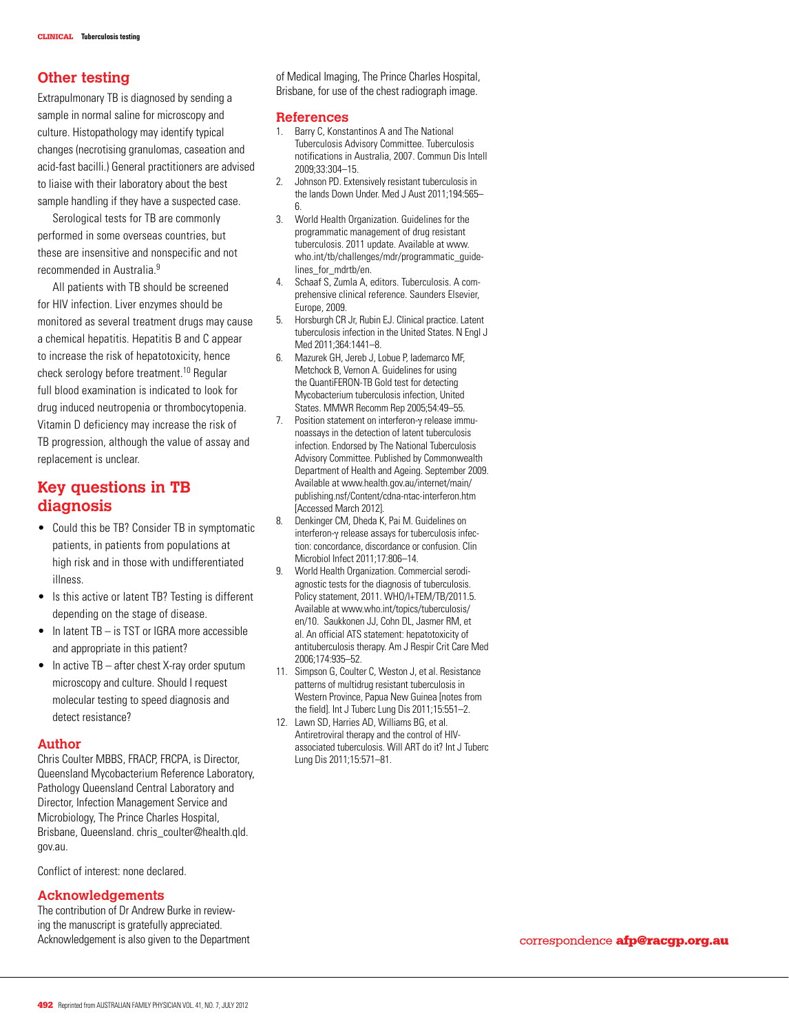## Other testing

Extrapulmonary TB is diagnosed by sending a sample in normal saline for microscopy and culture. Histopathology may identify typical changes (necrotising granulomas, caseation and acid-fast bacilli.) General practitioners are advised to liaise with their laboratory about the best sample handling if they have a suspected case.

Serological tests for TB are commonly performed in some overseas countries, but these are insensitive and nonspecific and not recommended in Australia.[9]

All patients with TB should be screened for HIV infection. Liver enzymes should be monitored as several treatment drugs may cause a chemical hepatitis. Hepatitis B and C appear to increase the risk of hepatotoxicity, hence check serology before treatment.[10] Regular full blood examination is indicated to look for drug induced neutropenia or thrombocytopenia. Vitamin D deficiency may increase the risk of TB progression, although the value of assay and replacement is unclear.

## Key questions in TB diagnosis

- Could this be TB? Consider TB in symptomatic patients, in patients from populations at high risk and in those with undifferentiated illness.
- Is this active or latent TB? Testing is different depending on the stage of disease.
- In latent TB – is TST or IGRA more accessible and appropriate in this patient?
- In active TB – after chest X-ray order sputum microscopy and culture. Should I request molecular testing to speed diagnosis and detect resistance?

### Author

Chris Coulter MBBS, FRACP, FRCPA, is Director, Queensland Mycobacterium Reference Laboratory, Pathology Queensland Central Laboratory and Director, Infection Management Service and Microbiology, The Prince Charles Hospital, Brisbane, Queensland. chris_coulter@health.qld.gov.au.

Conflict of interest: none declared.

### Acknowledgements

The contribution of Dr Andrew Burke in reviewing the manuscript is gratefully appreciated. Acknowledgement is also given to the Department of Medical Imaging, The Prince Charles Hospital, Brisbane, for use of the chest radiograph image.

### References

1. Barry C, Konstantinos A and The National Tuberculosis Advisory Committee. Tuberculosis notifications in Australia, 2007. Commun Dis Intell 2009;33:304–15.
2. Johnson PD. Extensively resistant tuberculosis in the lands Down Under. Med J Aust 2011;194:565–6.
3. World Health Organization. Guidelines for the programmatic management of drug resistant tuberculosis. 2011 update. Available at www.who.int/tb/challenges/mdr/programmatic_guidelines_for_mdrtb/en.
4. Schaaf S, Zumla A, editors. Tuberculosis. A comprehensive clinical reference. Saunders Elsevier, Europe, 2009.
5. Horsburgh CR Jr, Rubin EJ. Clinical practice. Latent tuberculosis infection in the United States. N Engl J Med 2011;364:1441–8.
6. Mazurek GH, Jereb J, Lobue P, Iademarco MF, Metchock B, Vernon A. Guidelines for using the QuantiFERON-TB Gold test for detecting Mycobacterium tuberculosis infection, United States. MMWR Recomm Rep 2005;54:49–55.
7. Position statement on interferon-γ release immunoassays in the detection of latent tuberculosis infection. Endorsed by The National Tuberculosis Advisory Committee. Published by Commonwealth Department of Health and Ageing. September 2009. Available at www.health.gov.au/internet/main/publishing.nsf/Content/cdna-ntac-interferon.htm [Accessed March 2012].
8. Denkinger CM, Dheda K, Pai M. Guidelines on interferon-γ release assays for tuberculosis infection: concordance, discordance or confusion. Clin Microbiol Infect 2011;17:806–14.
9. World Health Organization. Commercial serodiagnostic tests for the diagnosis of tuberculosis. Policy statement, 2011. WHO/I+TEM/TB/2011.5. Available at www.who.int/topics/tuberculosis/en/10. Saukkonen JJ, Cohn DL, Jasmer RM, et al. An official ATS statement: hepatotoxicity of antituberculosis therapy. Am J Respir Crit Care Med 2006;174:935–52.
11. Simpson G, Coulter C, Weston J, et al. Resistance patterns of multidrug resistant tuberculosis in Western Province, Papua New Guinea [notes from the field]. Int J Tuberc Lung Dis 2011;15:551–2.
12. Lawn SD, Harries AD, Williams BG, et al. Antiretroviral therapy and the control of HIV-associated tuberculosis. Will ART do it? Int J Tuberc Lung Dis 2011;15:571–81.

correspondence **afp@racgp.org.au**